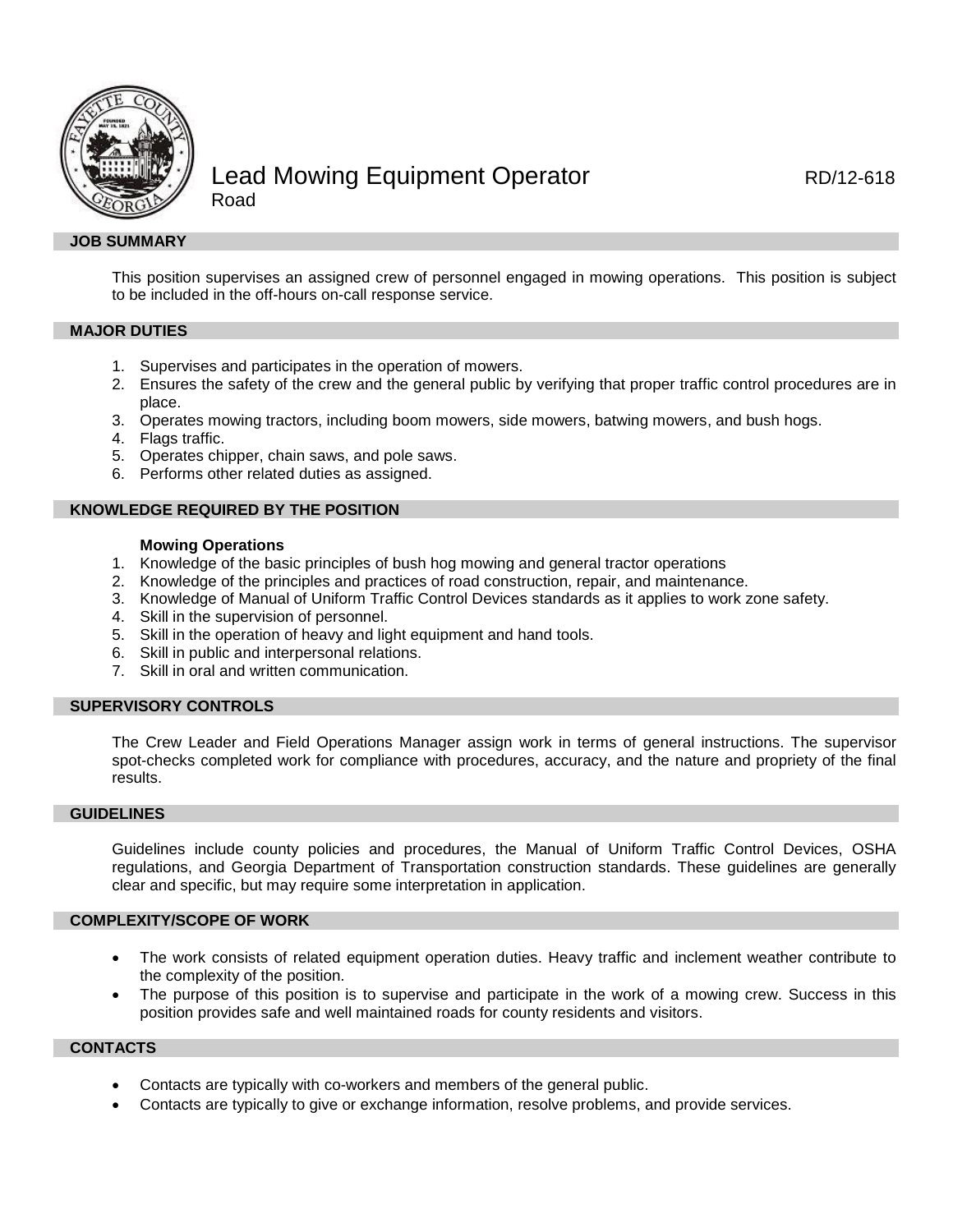# Lead Mowing Equipment Operator

RD/12-618

Road

## JOB SUMMARY

This position supervises an assigned crew of personnel engaged in mowing operations. This position is subject to be included in the off-hours on-call response service.

## MAJOR DUTIES

1. Supervises and participates in the operation of mowers.
2. Ensures the safety of the crew and the general public by verifying that proper traffic control procedures are in place.
3. Operates mowing tractors, including boom mowers, side mowers, batwing mowers, and bush hogs.
4. Flags traffic.
5. Operates chipper, chain saws, and pole saws.
6. Performs other related duties as assigned.

## KNOWLEDGE REQUIRED BY THE POSITION

**Mowing Operations**

1. Knowledge of the basic principles of bush hog mowing and general tractor operations
2. Knowledge of the principles and practices of road construction, repair, and maintenance.
3. Knowledge of Manual of Uniform Traffic Control Devices standards as it applies to work zone safety.
4. Skill in the supervision of personnel.
5. Skill in the operation of heavy and light equipment and hand tools.
6. Skill in public and interpersonal relations.
7. Skill in oral and written communication.

## SUPERVISORY CONTROLS

The Crew Leader and Field Operations Manager assign work in terms of general instructions. The supervisor spot-checks completed work for compliance with procedures, accuracy, and the nature and propriety of the final results.

## GUIDELINES

Guidelines include county policies and procedures, the Manual of Uniform Traffic Control Devices, OSHA regulations, and Georgia Department of Transportation construction standards. These guidelines are generally clear and specific, but may require some interpretation in application.

## COMPLEXITY/SCOPE OF WORK

- The work consists of related equipment operation duties. Heavy traffic and inclement weather contribute to the complexity of the position.
- The purpose of this position is to supervise and participate in the work of a mowing crew. Success in this position provides safe and well maintained roads for county residents and visitors.

## CONTACTS

- Contacts are typically with co-workers and members of the general public.
- Contacts are typically to give or exchange information, resolve problems, and provide services.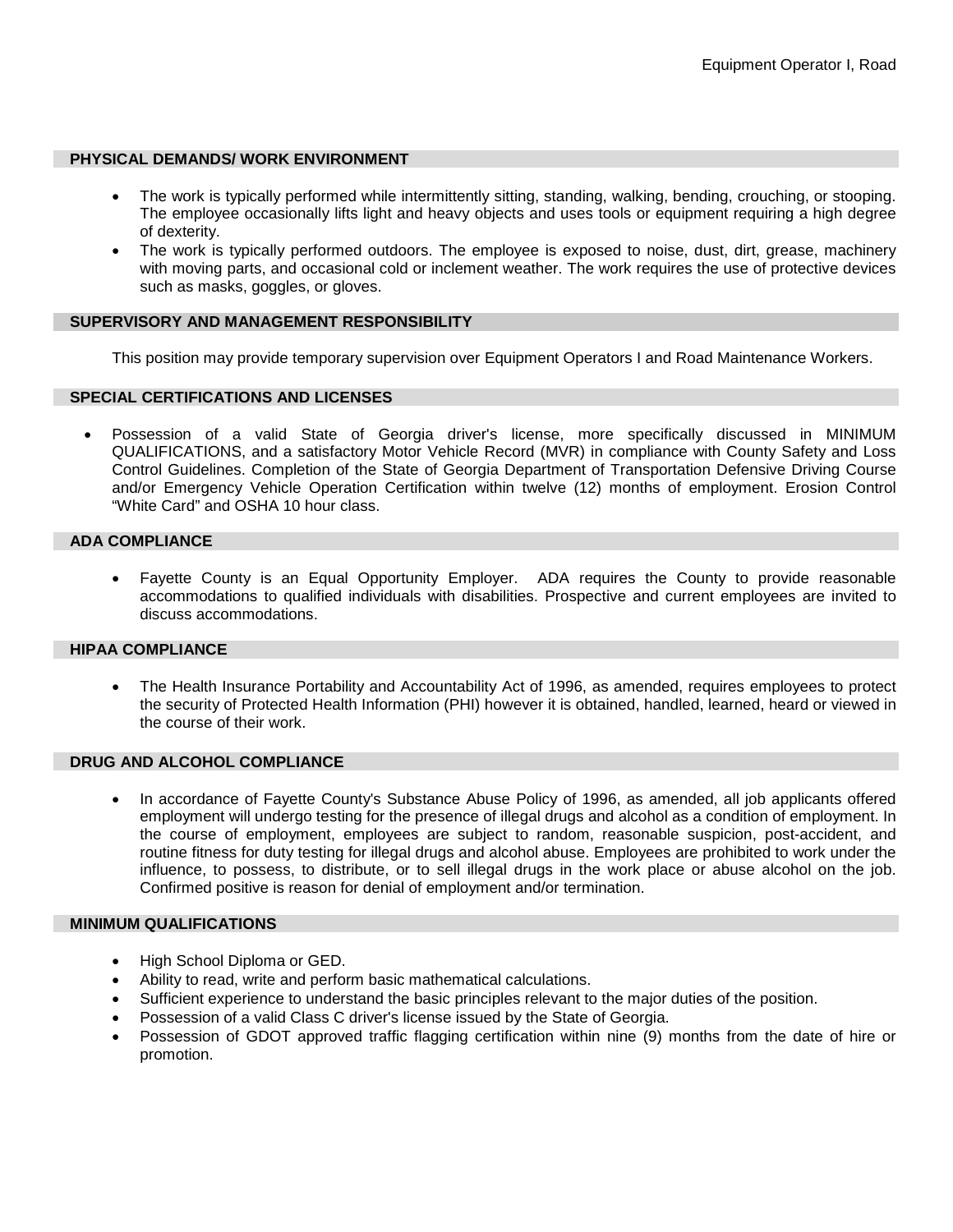## PHYSICAL DEMANDS/ WORK ENVIRONMENT

- The work is typically performed while intermittently sitting, standing, walking, bending, crouching, or stooping. The employee occasionally lifts light and heavy objects and uses tools or equipment requiring a high degree of dexterity.
- The work is typically performed outdoors. The employee is exposed to noise, dust, dirt, grease, machinery with moving parts, and occasional cold or inclement weather. The work requires the use of protective devices such as masks, goggles, or gloves.

## SUPERVISORY AND MANAGEMENT RESPONSIBILITY

This position may provide temporary supervision over Equipment Operators I and Road Maintenance Workers.

## SPECIAL CERTIFICATIONS AND LICENSES

- Possession of a valid State of Georgia driver's license, more specifically discussed in MINIMUM QUALIFICATIONS, and a satisfactory Motor Vehicle Record (MVR) in compliance with County Safety and Loss Control Guidelines. Completion of the State of Georgia Department of Transportation Defensive Driving Course and/or Emergency Vehicle Operation Certification within twelve (12) months of employment. Erosion Control "White Card" and OSHA 10 hour class.

## ADA COMPLIANCE

- Fayette County is an Equal Opportunity Employer. ADA requires the County to provide reasonable accommodations to qualified individuals with disabilities. Prospective and current employees are invited to discuss accommodations.

## HIPAA COMPLIANCE

- The Health Insurance Portability and Accountability Act of 1996, as amended, requires employees to protect the security of Protected Health Information (PHI) however it is obtained, handled, learned, heard or viewed in the course of their work.

## DRUG AND ALCOHOL COMPLIANCE

- In accordance of Fayette County's Substance Abuse Policy of 1996, as amended, all job applicants offered employment will undergo testing for the presence of illegal drugs and alcohol as a condition of employment. In the course of employment, employees are subject to random, reasonable suspicion, post-accident, and routine fitness for duty testing for illegal drugs and alcohol abuse. Employees are prohibited to work under the influence, to possess, to distribute, or to sell illegal drugs in the work place or abuse alcohol on the job. Confirmed positive is reason for denial of employment and/or termination.

## MINIMUM QUALIFICATIONS

- High School Diploma or GED.
- Ability to read, write and perform basic mathematical calculations.
- Sufficient experience to understand the basic principles relevant to the major duties of the position.
- Possession of a valid Class C driver's license issued by the State of Georgia.
- Possession of GDOT approved traffic flagging certification within nine (9) months from the date of hire or promotion.